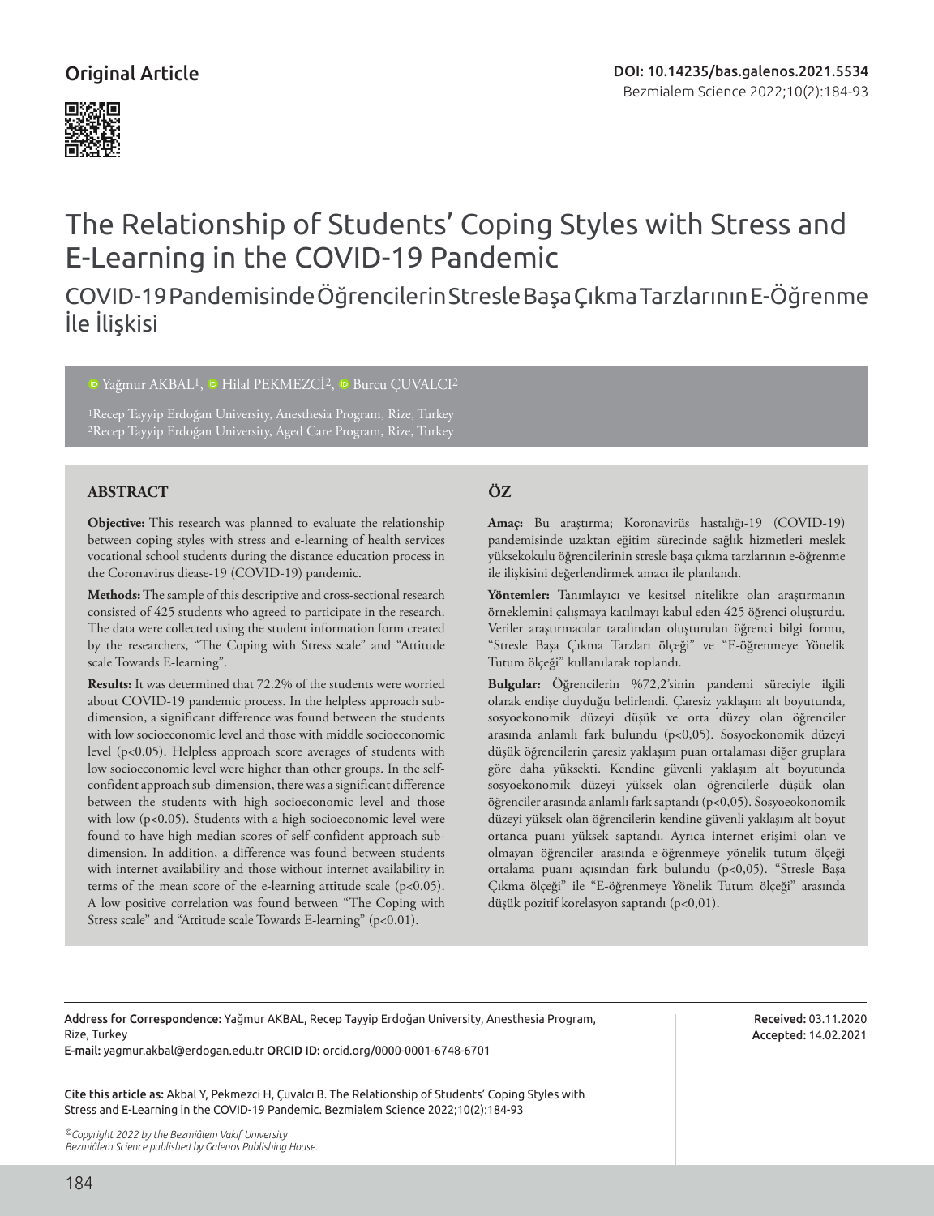Original Article

DOI: 10.14235/bas.galenos.2021.5534

# The Relationship of Students' Coping Styles with Stress and E-Learning in the COVID-19 Pandemic

## COVID-19 Pandemisinde Öğrencilerin Stresle Başa Çıkma Tarzlarının E-Öğrenme İle İlişkisi

Yağmur AKBAL[1], Hilal PEKMEZCİ[2], Burcu ÇUVALCI[2]

[1]Recep Tayyip Erdoğan University, Anesthesia Program, Rize, Turkey
[2]Recep Tayyip Erdoğan University, Aged Care Program, Rize, Turkey

### ABSTRACT

**Objective:** This research was planned to evaluate the relationship between coping styles with stress and e-learning of health services vocational school students during the distance education process in the Coronavirus disease-19 (COVID-19) pandemic.

**Methods:** The sample of this descriptive and cross-sectional research consisted of 425 students who agreed to participate in the research. The data were collected using the student information form created by the researchers, "The Coping with Stress scale" and "Attitude scale Towards E-learning".

**Results:** It was determined that 72.2% of the students were worried about COVID-19 pandemic process. In the helpless approach sub-dimension, a significant difference was found between the students with low socioeconomic level and those with middle socioeconomic level ($p<0.05$). Helpless approach score averages of students with low socioeconomic level were higher than other groups. In the self-confident approach sub-dimension, there was a significant difference between the students with high socioeconomic level and those with low ($p<0.05$). Students with a high socioeconomic level were found to have high median scores of self-confident approach sub-dimension. In addition, a difference was found between students with internet availability and those without internet availability in terms of the mean score of the e-learning attitude scale ($p<0.05$). A low positive correlation was found between "The Coping with Stress scale" and "Attitude scale Towards E-learning" ($p<0.01$).

### ÖZ

**Amaç:** Bu araştırma; Koronavirüs hastalığı-19 (COVID-19) pandemisinde uzaktan eğitim sürecinde sağlık hizmetleri meslek yüksekokulu öğrencilerinin stresle başa çıkma tarzlarının e-öğrenme ile ilişkisini değerlendirmek amacı ile planlandı.

**Yöntemler:** Tanımlayıcı ve kesitsel nitelikte olan araştırmanın örneklemini çalışmaya katılmayı kabul eden 425 öğrenci oluşturdu. Veriler araştırmacılar tarafından oluşturulan öğrenci bilgi formu, "Stresle Başa Çıkma Tarzları ölçeği" ve "E-öğrenmeye Yönelik Tutum ölçeği" kullanılarak toplandı.

**Bulgular:** Öğrencilerin %72,2'sinin pandemi süreciyle ilgili olarak endişe duyduğu belirlendi. Çaresiz yaklaşım alt boyutunda, sosyoekonomik düzeyi düşük ve orta düzey olan öğrenciler arasında anlamlı fark bulundu ($p<0,05$). Sosyoekonomik düzeyi düşük öğrencilerin çaresiz yaklaşım puan ortalaması diğer gruplara göre daha yüksekti. Kendine güvenli yaklaşım alt boyutunda sosyoekonomik düzeyi yüksek olan öğrencilerle düşük olan öğrenciler arasında anlamlı fark saptandı ($p<0,05$). Sosyoekonomik düzeyi yüksek olan öğrencilerin kendine güvenli yaklaşım alt boyut ortanca puanı yüksek saptandı. Ayrıca internet erişimi olan ve olmayan öğrenciler arasında e-öğrenmeye yönelik tutum ölçeği ortalama puanı açısından fark bulundu ($p<0,05$). "Stresle Başa Çıkma ölçeği" ile "E-öğrenmeye Yönelik Tutum ölçeği" arasında düşük pozitif korelasyon saptandı ($p<0,01$).

---

Address for Correspondence: Yağmur AKBAL, Recep Tayyip Erdoğan University, Anesthesia Program, Rize, Turkey
E-mail: yagmur.akbal@erdogan.edu.tr ORCID ID: orcid.org/0000-0001-6748-6701

Received: 03.11.2020
Accepted: 14.02.2021

Cite this article as: Akbal Y, Pekmezci H, Çuvalcı B. The Relationship of Students' Coping Styles with Stress and E-Learning in the COVID-19 Pandemic. Bezmialem Science 2022;10(2):184-93

*©Copyright 2022 by the Bezmiâlem Vakıf University*
*Bezmiâlem Science published by Galenos Publishing House.*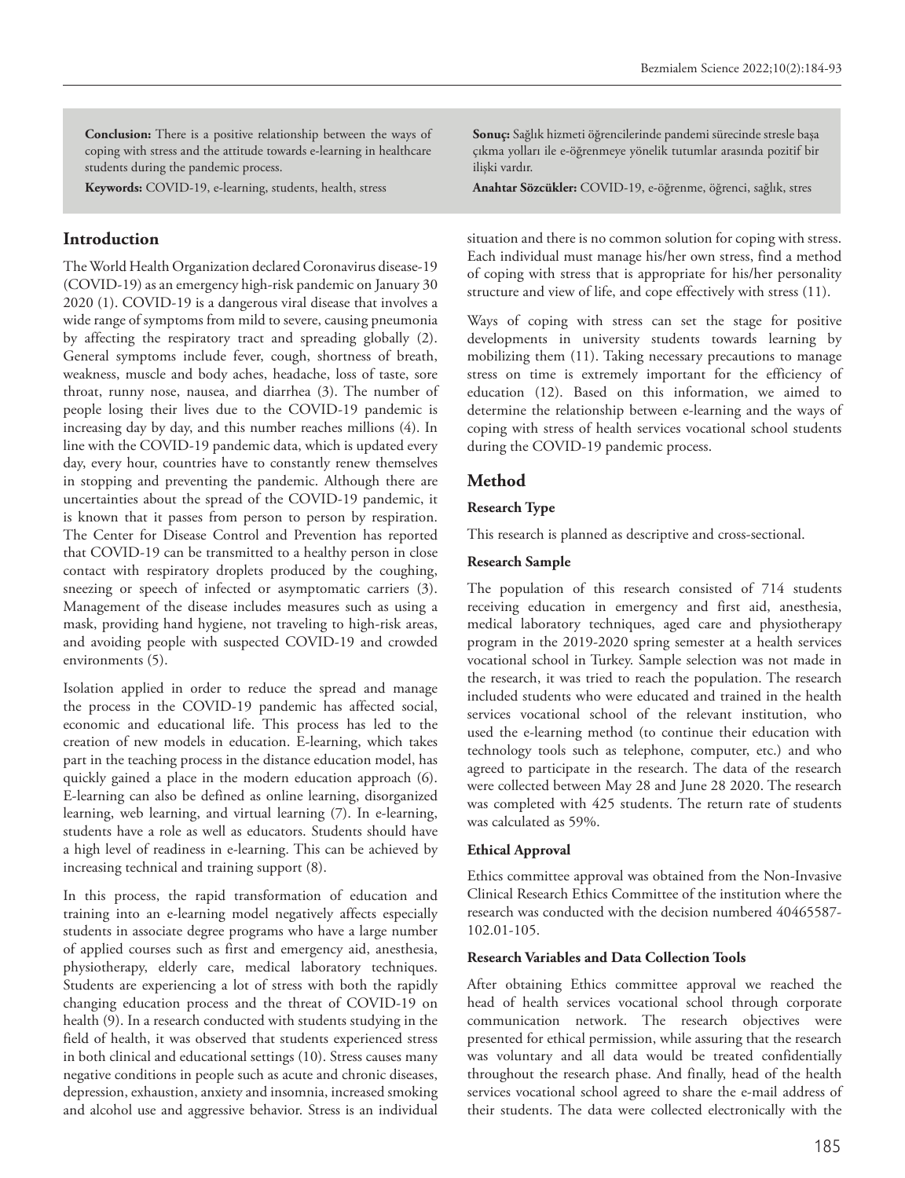**Conclusion:** There is a positive relationship between the ways of coping with stress and the attitude towards e-learning in healthcare students during the pandemic process.

**Keywords:** COVID-19, e-learning, students, health, stress

**Sonuç:** Sağlık hizmeti öğrencilerinde pandemi sürecinde stresle başa çıkma yolları ile e-öğrenmeye yönelik tutumlar arasında pozitif bir ilişki vardır.

**Anahtar Sözcükler:** COVID-19, e-öğrenme, öğrenci, sağlık, stres

## Introduction

The World Health Organization declared Coronavirus disease-19 (COVID-19) as an emergency high-risk pandemic on January 30 2020 (1). COVID-19 is a dangerous viral disease that involves a wide range of symptoms from mild to severe, causing pneumonia by affecting the respiratory tract and spreading globally (2). General symptoms include fever, cough, shortness of breath, weakness, muscle and body aches, headache, loss of taste, sore throat, runny nose, nausea, and diarrhea (3). The number of people losing their lives due to the COVID-19 pandemic is increasing day by day, and this number reaches millions (4). In line with the COVID-19 pandemic data, which is updated every day, every hour, countries have to constantly renew themselves in stopping and preventing the pandemic. Although there are uncertainties about the spread of the COVID-19 pandemic, it is known that it passes from person to person by respiration. The Center for Disease Control and Prevention has reported that COVID-19 can be transmitted to a healthy person in close contact with respiratory droplets produced by the coughing, sneezing or speech of infected or asymptomatic carriers (3). Management of the disease includes measures such as using a mask, providing hand hygiene, not traveling to high-risk areas, and avoiding people with suspected COVID-19 and crowded environments (5).

Isolation applied in order to reduce the spread and manage the process in the COVID-19 pandemic has affected social, economic and educational life. This process has led to the creation of new models in education. E-learning, which takes part in the teaching process in the distance education model, has quickly gained a place in the modern education approach (6). E-learning can also be defined as online learning, disorganized learning, web learning, and virtual learning (7). In e-learning, students have a role as well as educators. Students should have a high level of readiness in e-learning. This can be achieved by increasing technical and training support (8).

In this process, the rapid transformation of education and training into an e-learning model negatively affects especially students in associate degree programs who have a large number of applied courses such as first and emergency aid, anesthesia, physiotherapy, elderly care, medical laboratory techniques. Students are experiencing a lot of stress with both the rapidly changing education process and the threat of COVID-19 on health (9). In a research conducted with students studying in the field of health, it was observed that students experienced stress in both clinical and educational settings (10). Stress causes many negative conditions in people such as acute and chronic diseases, depression, exhaustion, anxiety and insomnia, increased smoking and alcohol use and aggressive behavior. Stress is an individual situation and there is no common solution for coping with stress. Each individual must manage his/her own stress, find a method of coping with stress that is appropriate for his/her personality structure and view of life, and cope effectively with stress (11).

Ways of coping with stress can set the stage for positive developments in university students towards learning by mobilizing them (11). Taking necessary precautions to manage stress on time is extremely important for the efficiency of education (12). Based on this information, we aimed to determine the relationship between e-learning and the ways of coping with stress of health services vocational school students during the COVID-19 pandemic process.

## Method

### Research Type

This research is planned as descriptive and cross-sectional.

### Research Sample

The population of this research consisted of 714 students receiving education in emergency and first aid, anesthesia, medical laboratory techniques, aged care and physiotherapy program in the 2019-2020 spring semester at a health services vocational school in Turkey. Sample selection was not made in the research, it was tried to reach the population. The research included students who were educated and trained in the health services vocational school of the relevant institution, who used the e-learning method (to continue their education with technology tools such as telephone, computer, etc.) and who agreed to participate in the research. The data of the research were collected between May 28 and June 28 2020. The research was completed with 425 students. The return rate of students was calculated as 59%.

### Ethical Approval

Ethics committee approval was obtained from the Non-Invasive Clinical Research Ethics Committee of the institution where the research was conducted with the decision numbered 40465587-102.01-105.

### Research Variables and Data Collection Tools

After obtaining Ethics committee approval we reached the head of health services vocational school through corporate communication network. The research objectives were presented for ethical permission, while assuring that the research was voluntary and all data would be treated confidentially throughout the research phase. And finally, head of the health services vocational school agreed to share the e-mail address of their students. The data were collected electronically with the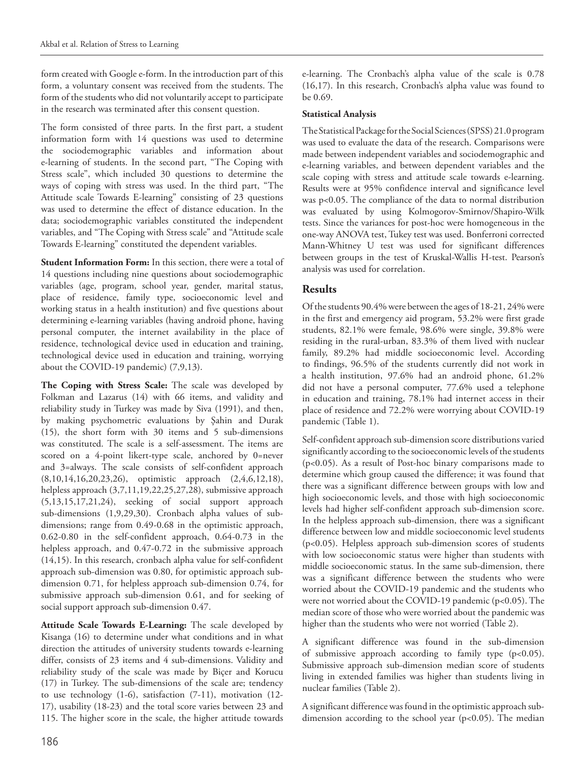form created with Google e-form. In the introduction part of this form, a voluntary consent was received from the students. The form of the students who did not voluntarily accept to participate in the research was terminated after this consent question.

The form consisted of three parts. In the first part, a student information form with 14 questions was used to determine the sociodemographic variables and information about e-learning of students. In the second part, "The Coping with Stress scale", which included 30 questions to determine the ways of coping with stress was used. In the third part, "The Attitude scale Towards E-learning" consisting of 23 questions was used to determine the effect of distance education. In the data; sociodemographic variables constituted the independent variables, and "The Coping with Stress scale" and "Attitude scale Towards E-learning" constituted the dependent variables.

**Student Information Form:** In this section, there were a total of 14 questions including nine questions about sociodemographic variables (age, program, school year, gender, marital status, place of residence, family type, socioeconomic level and working status in a health institution) and five questions about determining e-learning variables (having android phone, having personal computer, the internet availability in the place of residence, technological device used in education and training, technological device used in education and training, worrying about the COVID-19 pandemic) (7,9,13).

**The Coping with Stress Scale:** The scale was developed by Folkman and Lazarus (14) with 66 items, and validity and reliability study in Turkey was made by Siva (1991), and then, by making psychometric evaluations by Şahin and Durak (15), the short form with 30 items and 5 sub-dimensions was constituted. The scale is a self-assessment. The items are scored on a 4-point likert-type scale, anchored by 0=never and 3=always. The scale consists of self-confident approach (8,10,14,16,20,23,26), optimistic approach (2,4,6,12,18), helpless approach (3,7,11,19,22,25,27,28), submissive approach (5,13,15,17,21,24), seeking of social support approach sub-dimensions (1,9,29,30). Cronbach alpha values of sub-dimensions; range from 0.49-0.68 in the optimistic approach, 0.62-0.80 in the self-confident approach, 0.64-0.73 in the helpless approach, and 0.47-0.72 in the submissive approach (14,15). In this research, cronbach alpha value for self-confident approach sub-dimension was 0.80, for optimistic approach sub-dimension 0.71, for helpless approach sub-dimension 0.74, for submissive approach sub-dimension 0.61, and for seeking of social support approach sub-dimension 0.47.

**Attitude Scale Towards E-Learning:** The scale developed by Kisanga (16) to determine under what conditions and in what direction the attitudes of university students towards e-learning differ, consists of 23 items and 4 sub-dimensions. Validity and reliability study of the scale was made by Biçer and Korucu (17) in Turkey. The sub-dimensions of the scale are; tendency to use technology (1-6), satisfaction (7-11), motivation (12-17), usability (18-23) and the total score varies between 23 and 115. The higher score in the scale, the higher attitude towards e-learning. The Cronbach's alpha value of the scale is 0.78 (16,17). In this research, Cronbach's alpha value was found to be 0.69.

**Statistical Analysis**

The Statistical Package for the Social Sciences (SPSS) 21.0 program was used to evaluate the data of the research. Comparisons were made between independent variables and sociodemographic and e-learning variables, and between dependent variables and the scale coping with stress and attitude scale towards e-learning. Results were at 95% confidence interval and significance level was $p<0.05$. The compliance of the data to normal distribution was evaluated by using Kolmogorov-Smirnov/Shapiro-Wilk tests. Since the variances for post-hoc were homogeneous in the one-way ANOVA test, Tukey test was used. Bonferroni corrected Mann-Whitney U test was used for significant differences between groups in the test of Kruskal-Wallis H-test. Pearson's analysis was used for correlation.

## Results

Of the students 90.4% were between the ages of 18-21, 24% were in the first and emergency aid program, 53.2% were first grade students, 82.1% were female, 98.6% were single, 39.8% were residing in the rural-urban, 83.3% of them lived with nuclear family, 89.2% had middle socioeconomic level. According to findings, 96.5% of the students currently did not work in a health institution, 97.6% had an android phone, 61.2% did not have a personal computer, 77.6% used a telephone in education and training, 78.1% had internet access in their place of residence and 72.2% were worrying about COVID-19 pandemic (Table 1).

Self-confident approach sub-dimension score distributions varied significantly according to the socioeconomic levels of the students ($p<0.05$). As a result of Post-hoc binary comparisons made to determine which group caused the difference; it was found that there was a significant difference between groups with low and high socioeconomic levels, and those with high socioeconomic levels had higher self-confident approach sub-dimension score. In the helpless approach sub-dimension, there was a significant difference between low and middle socioeconomic level students ($p<0.05$). Helpless approach sub-dimension scores of students with low socioeconomic status were higher than students with middle socioeconomic status. In the same sub-dimension, there was a significant difference between the students who were worried about the COVID-19 pandemic and the students who were not worried about the COVID-19 pandemic ($p<0.05$). The median score of those who were worried about the pandemic was higher than the students who were not worried (Table 2).

A significant difference was found in the sub-dimension of submissive approach according to family type ($p<0.05$). Submissive approach sub-dimension median score of students living in extended families was higher than students living in nuclear families (Table 2).

A significant difference was found in the optimistic approach sub-dimension according to the school year ($p<0.05$). The median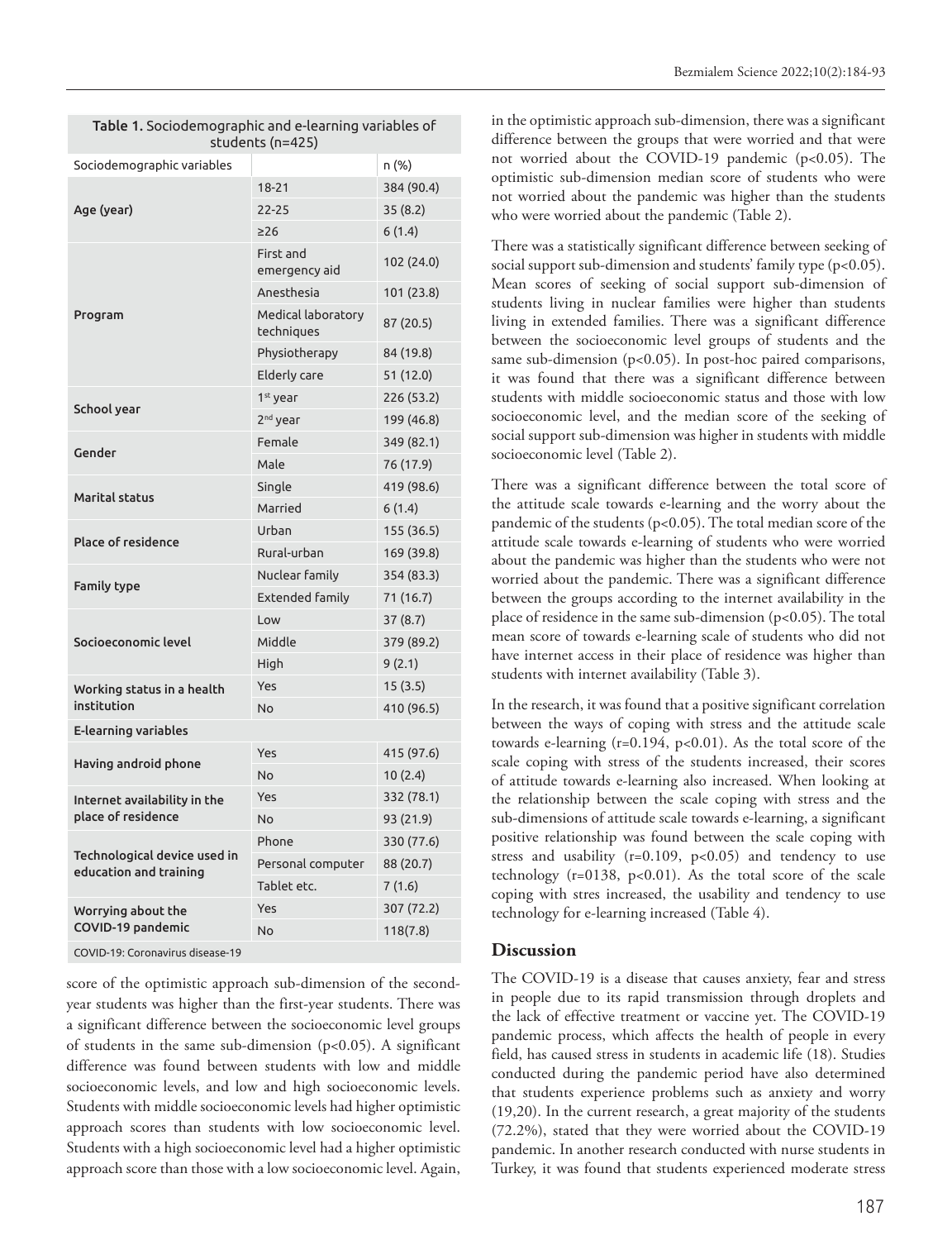**Table 1.** Sociodemographic and e-learning variables of students (n=425)

| Sociodemographic variables | | n (%) |
|---|---|---|
| **Age (year)** | 18-21 | 384 (90.4) |
| | 22-25 | 35 (8.2) |
| | ≥26 | 6 (1.4) |
| **Program** | First and emergency aid | 102 (24.0) |
| | Anesthesia | 101 (23.8) |
| | Medical laboratory techniques | 87 (20.5) |
| | Physiotherapy | 84 (19.8) |
| | Elderly care | 51 (12.0) |
| **School year** | 1st year | 226 (53.2) |
| | 2nd year | 199 (46.8) |
| **Gender** | Female | 349 (82.1) |
| | Male | 76 (17.9) |
| **Marital status** | Single | 419 (98.6) |
| | Married | 6 (1.4) |
| **Place of residence** | Urban | 155 (36.5) |
| | Rural-urban | 169 (39.8) |
| **Family type** | Nuclear family | 354 (83.3) |
| | Extended family | 71 (16.7) |
| **Socioeconomic level** | Low | 37 (8.7) |
| | Middle | 379 (89.2) |
| | High | 9 (2.1) |
| **Working status in a health institution** | Yes | 15 (3.5) |
| | No | 410 (96.5) |
| **E-learning variables** | | |
| **Having android phone** | Yes | 415 (97.6) |
| | No | 10 (2.4) |
| **Internet availability in the place of residence** | Yes | 332 (78.1) |
| | No | 93 (21.9) |
| **Technological device used in education and training** | Phone | 330 (77.6) |
| | Personal computer | 88 (20.7) |
| | Tablet etc. | 7 (1.6) |
| **Worrying about the COVID-19 pandemic** | Yes | 307 (72.2) |
| | No | 118(7.8) |

COVID-19: Coronavirus disease-19

score of the optimistic approach sub-dimension of the second-year students was higher than the first-year students. There was a significant difference between the socioeconomic level groups of students in the same sub-dimension (p<0.05). A significant difference was found between students with low and middle socioeconomic levels, and low and high socioeconomic levels. Students with middle socioeconomic levels had higher optimistic approach scores than students with low socioeconomic level. Students with a high socioeconomic level had a higher optimistic approach score than those with a low socioeconomic level. Again, in the optimistic approach sub-dimension, there was a significant difference between the groups that were worried and that were not worried about the COVID-19 pandemic (p<0.05). The optimistic sub-dimension median score of students who were not worried about the pandemic was higher than the students who were worried about the pandemic (Table 2).

There was a statistically significant difference between seeking of social support sub-dimension and students' family type (p<0.05). Mean scores of seeking of social support sub-dimension of students living in nuclear families were higher than students living in extended families. There was a significant difference between the socioeconomic level groups of students and the same sub-dimension (p<0.05). In post-hoc paired comparisons, it was found that there was a significant difference between students with middle socioeconomic status and those with low socioeconomic level, and the median score of the seeking of social support sub-dimension was higher in students with middle socioeconomic level (Table 2).

There was a significant difference between the total score of the attitude scale towards e-learning and the worry about the pandemic of the students (p<0.05). The total median score of the attitude scale towards e-learning of students who were worried about the pandemic was higher than the students who were not worried about the pandemic. There was a significant difference between the groups according to the internet availability in the place of residence in the same sub-dimension (p<0.05). The total mean score of towards e-learning scale of students who did not have internet access in their place of residence was higher than students with internet availability (Table 3).

In the research, it was found that a positive significant correlation between the ways of coping with stress and the attitude scale towards e-learning (r=0.194, p<0.01). As the total score of the scale coping with stress of the students increased, their scores of attitude towards e-learning also increased. When looking at the relationship between the scale coping with stress and the sub-dimensions of attitude scale towards e-learning, a significant positive relationship was found between the scale coping with stress and usability (r=0.109, p<0.05) and tendency to use technology (r=0138, p<0.01). As the total score of the scale coping with stres increased, the usability and tendency to use technology for e-learning increased (Table 4).

## Discussion

The COVID-19 is a disease that causes anxiety, fear and stress in people due to its rapid transmission through droplets and the lack of effective treatment or vaccine yet. The COVID-19 pandemic process, which affects the health of people in every field, has caused stress in students in academic life (18). Studies conducted during the pandemic period have also determined that students experience problems such as anxiety and worry (19,20). In the current research, a great majority of the students (72.2%), stated that they were worried about the COVID-19 pandemic. In another research conducted with nurse students in Turkey, it was found that students experienced moderate stress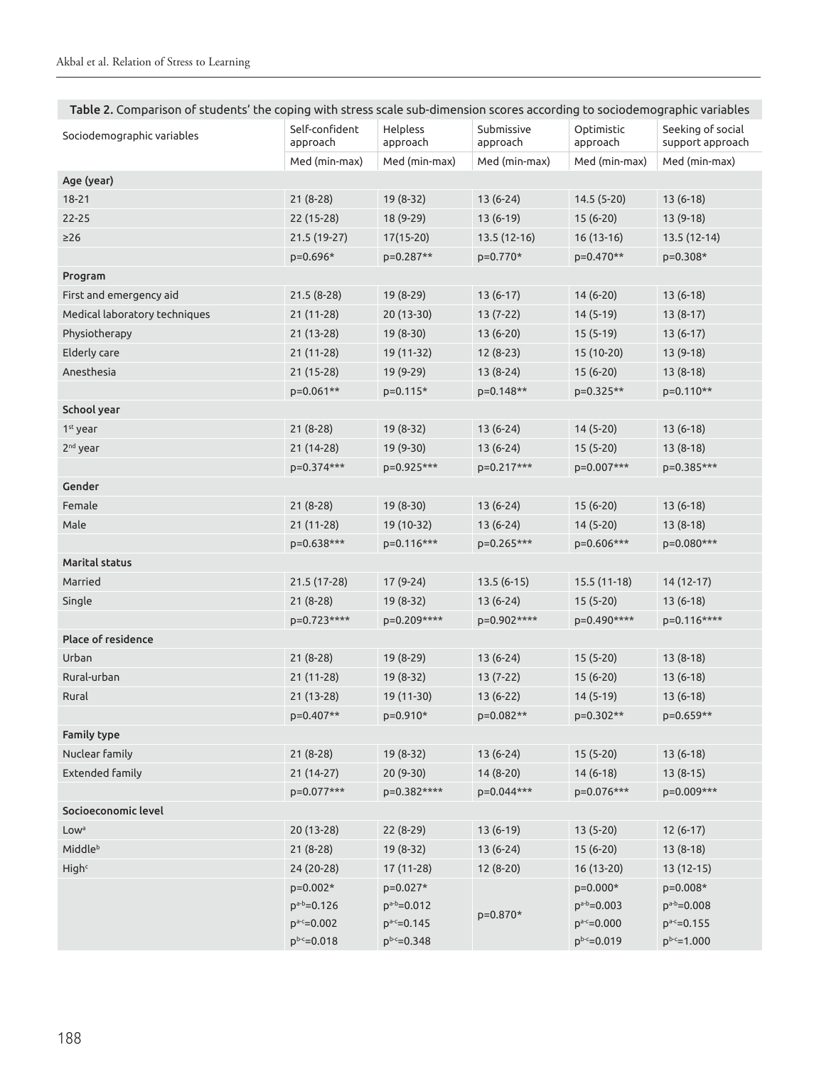**Table 2.** Comparison of students' the coping with stress scale sub-dimension scores according to sociodemographic variables

| Sociodemographic variables | Self-confident approach | Helpless approach | Submissive approach | Optimistic approach | Seeking of social support approach |
|---|---|---|---|---|---|
| | Med (min-max) | Med (min-max) | Med (min-max) | Med (min-max) | Med (min-max) |
| **Age (year)** | | | | | |
| 18-21 | 21 (8-28) | 19 (8-32) | 13 (6-24) | 14.5 (5-20) | 13 (6-18) |
| 22-25 | 22 (15-28) | 18 (9-29) | 13 (6-19) | 15 (6-20) | 13 (9-18) |
| ≥26 | 21.5 (19-27) | 17(15-20) | 13.5 (12-16) | 16 (13-16) | 13.5 (12-14) |
| | p=0.696* | p=0.287** | p=0.770* | p=0.470** | p=0.308* |
| **Program** | | | | | |
| First and emergency aid | 21.5 (8-28) | 19 (8-29) | 13 (6-17) | 14 (6-20) | 13 (6-18) |
| Medical laboratory techniques | 21 (11-28) | 20 (13-30) | 13 (7-22) | 14 (5-19) | 13 (8-17) |
| Physiotherapy | 21 (13-28) | 19 (8-30) | 13 (6-20) | 15 (5-19) | 13 (6-17) |
| Elderly care | 21 (11-28) | 19 (11-32) | 12 (8-23) | 15 (10-20) | 13 (9-18) |
| Anesthesia | 21 (15-28) | 19 (9-29) | 13 (8-24) | 15 (6-20) | 13 (8-18) |
| | p=0.061** | p=0.115* | p=0.148** | p=0.325** | p=0.110** |
| **School year** | | | | | |
| 1st year | 21 (8-28) | 19 (8-32) | 13 (6-24) | 14 (5-20) | 13 (6-18) |
| 2nd year | 21 (14-28) | 19 (9-30) | 13 (6-24) | 15 (5-20) | 13 (8-18) |
| | p=0.374*** | p=0.925*** | p=0.217*** | p=0.007*** | p=0.385*** |
| **Gender** | | | | | |
| Female | 21 (8-28) | 19 (8-30) | 13 (6-24) | 15 (6-20) | 13 (6-18) |
| Male | 21 (11-28) | 19 (10-32) | 13 (6-24) | 14 (5-20) | 13 (8-18) |
| | p=0.638*** | p=0.116*** | p=0.265*** | p=0.606*** | p=0.080*** |
| **Marital status** | | | | | |
| Married | 21.5 (17-28) | 17 (9-24) | 13.5 (6-15) | 15.5 (11-18) | 14 (12-17) |
| Single | 21 (8-28) | 19 (8-32) | 13 (6-24) | 15 (5-20) | 13 (6-18) |
| | p=0.723**** | p=0.209**** | p=0.902**** | p=0.490**** | p=0.116**** |
| **Place of residence** | | | | | |
| Urban | 21 (8-28) | 19 (8-29) | 13 (6-24) | 15 (5-20) | 13 (8-18) |
| Rural-urban | 21 (11-28) | 19 (8-32) | 13 (7-22) | 15 (6-20) | 13 (6-18) |
| Rural | 21 (13-28) | 19 (11-30) | 13 (6-22) | 14 (5-19) | 13 (6-18) |
| | p=0.407** | p=0.910* | p=0.082** | p=0.302** | p=0.659** |
| **Family type** | | | | | |
| Nuclear family | 21 (8-28) | 19 (8-32) | 13 (6-24) | 15 (5-20) | 13 (6-18) |
| Extended family | 21 (14-27) | 20 (9-30) | 14 (8-20) | 14 (6-18) | 13 (8-15) |
| | p=0.077*** | p=0.382**** | p=0.044*** | p=0.076*** | p=0.009*** |
| **Socioeconomic level** | | | | | |
| Low[a] | 20 (13-28) | 22 (8-29) | 13 (6-19) | 13 (5-20) | 12 (6-17) |
| Middle[b] | 21 (8-28) | 19 (8-32) | 13 (6-24) | 15 (6-20) | 13 (8-18) |
| High[c] | 24 (20-28) | 17 (11-28) | 12 (8-20) | 16 (13-20) | 13 (12-15) |
| | p=0.002* $p^{a-b}$=0.126 $p^{a-c}$=0.002 $p^{b-c}$=0.018 | p=0.027* $p^{a-b}$=0.012 $p^{a-c}$=0.145 $p^{b-c}$=0.348 | p=0.870* | p=0.000* $p^{a-b}$=0.003 $p^{a-c}$=0.000 $p^{b-c}$=0.019 | p=0.008* $p^{a-b}$=0.008 $p^{a-c}$=0.155 $p^{b-c}$=1.000 |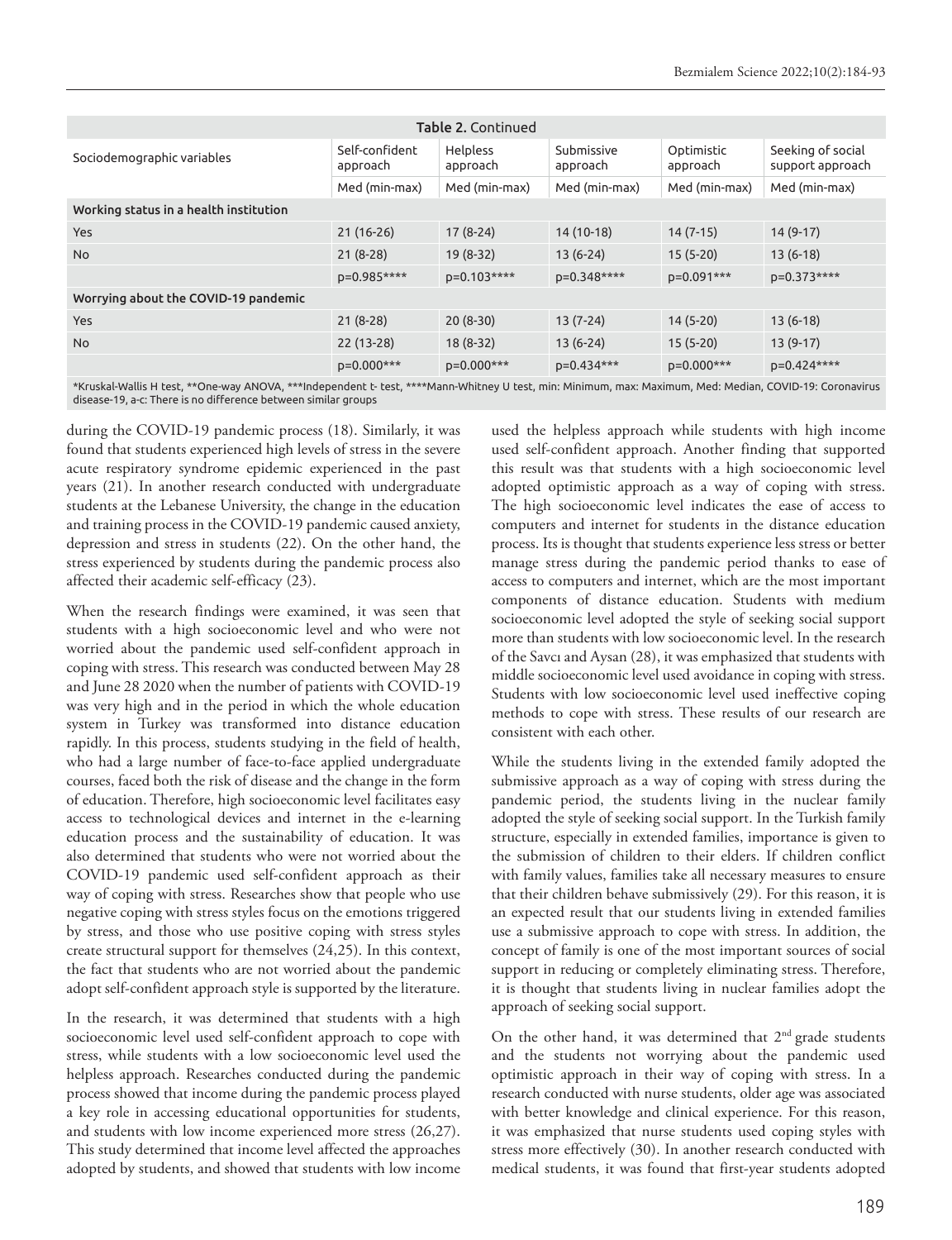**Table 2.** Continued

| Sociodemographic variables | Self-confident approach | Helpless approach | Submissive approach | Optimistic approach | Seeking of social support approach |
|---|---|---|---|---|---|
| | Med (min-max) | Med (min-max) | Med (min-max) | Med (min-max) | Med (min-max) |
| **Working status in a health institution** | | | | | |
| Yes | 21 (16-26) | 17 (8-24) | 14 (10-18) | 14 (7-15) | 14 (9-17) |
| No | 21 (8-28) | 19 (8-32) | 13 (6-24) | 15 (5-20) | 13 (6-18) |
| | p=0.985**** | p=0.103**** | p=0.348**** | p=0.091*** | p=0.373**** |
| **Worrying about the COVID-19 pandemic** | | | | | |
| Yes | 21 (8-28) | 20 (8-30) | 13 (7-24) | 14 (5-20) | 13 (6-18) |
| No | 22 (13-28) | 18 (8-32) | 13 (6-24) | 15 (5-20) | 13 (9-17) |
| | p=0.000*** | p=0.000*** | p=0.434*** | p=0.000*** | p=0.424**** |

*Kruskal-Wallis H test, **One-way ANOVA, ***Independent t- test, ****Mann-Whitney U test, min: Minimum, max: Maximum, Med: Median, COVID-19: Coronavirus disease-19, a-c: There is no difference between similar groups

during the COVID-19 pandemic process (18). Similarly, it was found that students experienced high levels of stress in the severe acute respiratory syndrome epidemic experienced in the past years (21). In another research conducted with undergraduate students at the Lebanese University, the change in the education and training process in the COVID-19 pandemic caused anxiety, depression and stress in students (22). On the other hand, the stress experienced by students during the pandemic process also affected their academic self-efficacy (23).

When the research findings were examined, it was seen that students with a high socioeconomic level and who were not worried about the pandemic used self-confident approach in coping with stress. This research was conducted between May 28 and June 28 2020 when the number of patients with COVID-19 was very high and in the period in which the whole education system in Turkey was transformed into distance education rapidly. In this process, students studying in the field of health, who had a large number of face-to-face applied undergraduate courses, faced both the risk of disease and the change in the form of education. Therefore, high socioeconomic level facilitates easy access to technological devices and internet in the e-learning education process and the sustainability of education. It was also determined that students who were not worried about the COVID-19 pandemic used self-confident approach as their way of coping with stress. Researches show that people who use negative coping with stress styles focus on the emotions triggered by stress, and those who use positive coping with stress styles create structural support for themselves (24,25). In this context, the fact that students who are not worried about the pandemic adopt self-confident approach style is supported by the literature.

In the research, it was determined that students with a high socioeconomic level used self-confident approach to cope with stress, while students with a low socioeconomic level used the helpless approach. Researches conducted during the pandemic process showed that income during the pandemic process played a key role in accessing educational opportunities for students, and students with low income experienced more stress (26,27). This study determined that income level affected the approaches adopted by students, and showed that students with low income used the helpless approach while students with high income used self-confident approach. Another finding that supported this result was that students with a high socioeconomic level adopted optimistic approach as a way of coping with stress. The high socioeconomic level indicates the ease of access to computers and internet for students in the distance education process. Its is thought that students experience less stress or better manage stress during the pandemic period thanks to ease of access to computers and internet, which are the most important components of distance education. Students with medium socioeconomic level adopted the style of seeking social support more than students with low socioeconomic level. In the research of the Savcı and Aysan (28), it was emphasized that students with middle socioeconomic level used avoidance in coping with stress. Students with low socioeconomic level used ineffective coping methods to cope with stress. These results of our research are consistent with each other.

While the students living in the extended family adopted the submissive approach as a way of coping with stress during the pandemic period, the students living in the nuclear family adopted the style of seeking social support. In the Turkish family structure, especially in extended families, importance is given to the submission of children to their elders. If children conflict with family values, families take all necessary measures to ensure that their children behave submissively (29). For this reason, it is an expected result that our students living in extended families use a submissive approach to cope with stress. In addition, the concept of family is one of the most important sources of social support in reducing or completely eliminating stress. Therefore, it is thought that students living in nuclear families adopt the approach of seeking social support.

On the other hand, it was determined that 2nd grade students and the students not worrying about the pandemic used optimistic approach in their way of coping with stress. In a research conducted with nurse students, older age was associated with better knowledge and clinical experience. For this reason, it was emphasized that nurse students used coping styles with stress more effectively (30). In another research conducted with medical students, it was found that first-year students adopted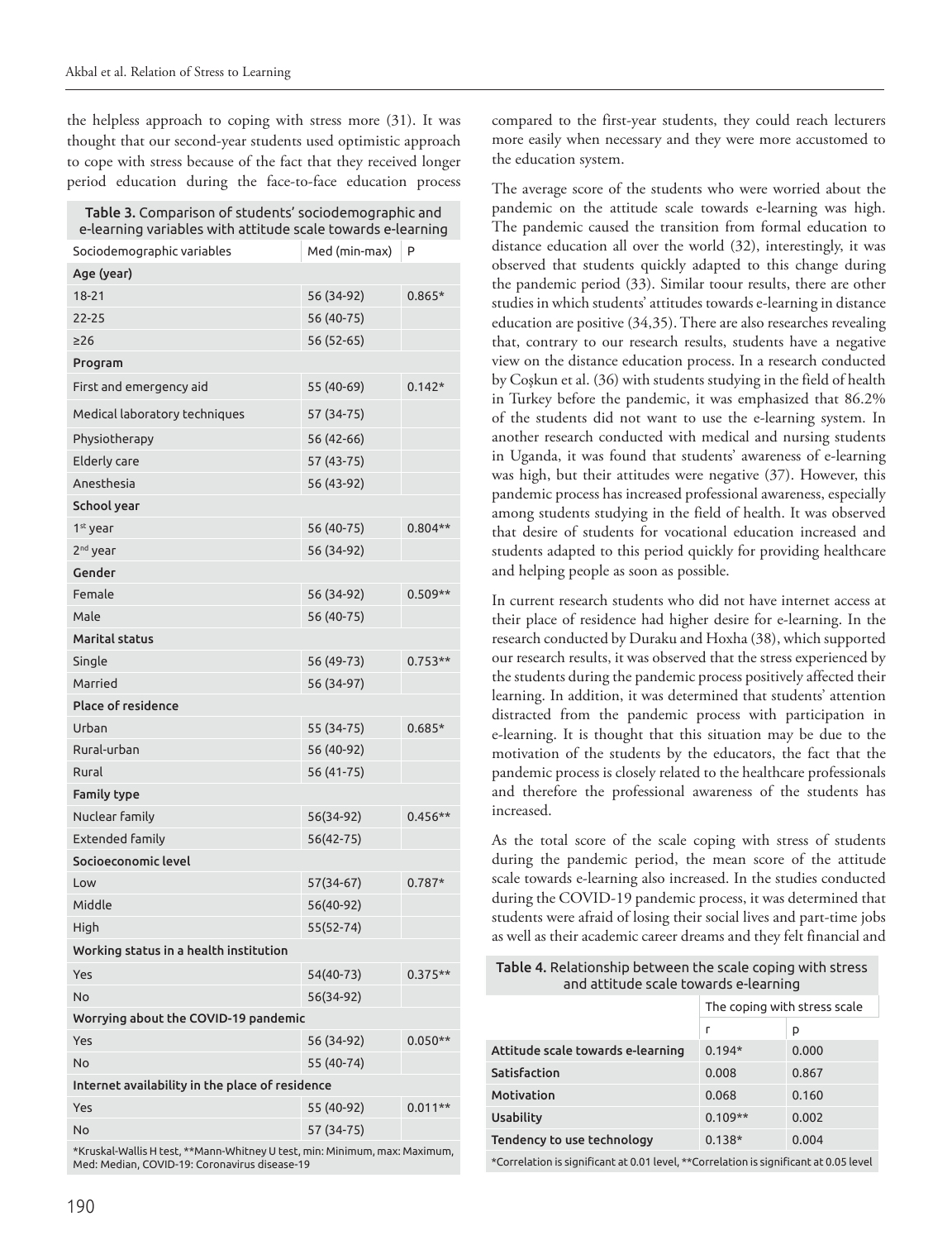the helpless approach to coping with stress more (31). It was thought that our second-year students used optimistic approach to cope with stress because of the fact that they received longer period education during the face-to-face education process compared to the first-year students, they could reach lecturers more easily when necessary and they were more accustomed to the education system.

**Table 3.** Comparison of students' sociodemographic and e-learning variables with attitude scale towards e-learning

| Sociodemographic variables | Med (min-max) | P |
|---|---|---|
| **Age (year)** | | |
| 18-21 | 56 (34-92) | 0.865* |
| 22-25 | 56 (40-75) | |
| ≥26 | 56 (52-65) | |
| **Program** | | |
| First and emergency aid | 55 (40-69) | 0.142* |
| Medical laboratory techniques | 57 (34-75) | |
| Physiotherapy | 56 (42-66) | |
| Elderly care | 57 (43-75) | |
| Anesthesia | 56 (43-92) | |
| **School year** | | |
| 1st year | 56 (40-75) | 0.804** |
| 2nd year | 56 (34-92) | |
| **Gender** | | |
| Female | 56 (34-92) | 0.509** |
| Male | 56 (40-75) | |
| **Marital status** | | |
| Single | 56 (49-73) | 0.753** |
| Married | 56 (34-97) | |
| **Place of residence** | | |
| Urban | 55 (34-75) | 0.685* |
| Rural-urban | 56 (40-92) | |
| Rural | 56 (41-75) | |
| **Family type** | | |
| Nuclear family | 56(34-92) | 0.456** |
| Extended family | 56(42-75) | |
| **Socioeconomic level** | | |
| Low | 57(34-67) | 0.787* |
| Middle | 56(40-92) | |
| High | 55(52-74) | |
| **Working status in a health institution** | | |
| Yes | 54(40-73) | 0.375** |
| No | 56(34-92) | |
| **Worrying about the COVID-19 pandemic** | | |
| Yes | 56 (34-92) | 0.050** |
| No | 55 (40-74) | |
| **Internet availability in the place of residence** | | |
| Yes | 55 (40-92) | 0.011** |
| No | 57 (34-75) | |

*Kruskal-Wallis H test, **Mann-Whitney U test, min: Minimum, max: Maximum, Med: Median, COVID-19: Coronavirus disease-19

The average score of the students who were worried about the pandemic on the attitude scale towards e-learning was high. The pandemic caused the transition from formal education to distance education all over the world (32), interestingly, it was observed that students quickly adapted to this change during the pandemic period (33). Similar toour results, there are other studies in which students' attitudes towards e-learning in distance education are positive (34,35). There are also researches revealing that, contrary to our research results, students have a negative view on the distance education process. In a research conducted by Coşkun et al. (36) with students studying in the field of health in Turkey before the pandemic, it was emphasized that 86.2% of the students did not want to use the e-learning system. In another research conducted with medical and nursing students in Uganda, it was found that students' awareness of e-learning was high, but their attitudes were negative (37). However, this pandemic process has increased professional awareness, especially among students studying in the field of health. It was observed that desire of students for vocational education increased and students adapted to this period quickly for providing healthcare and helping people as soon as possible.

In current research students who did not have internet access at their place of residence had higher desire for e-learning. In the research conducted by Duraku and Hoxha (38), which supported our research results, it was observed that the stress experienced by the students during the pandemic process positively affected their learning. In addition, it was determined that students' attention distracted from the pandemic process with participation in e-learning. It is thought that this situation may be due to the motivation of the students by the educators, the fact that the pandemic process is closely related to the healthcare professionals and therefore the professional awareness of the students has increased.

As the total score of the scale coping with stress of students during the pandemic period, the mean score of the attitude scale towards e-learning also increased. In the studies conducted during the COVID-19 pandemic process, it was determined that students were afraid of losing their social lives and part-time jobs as well as their academic career dreams and they felt financial and

**Table 4.** Relationship between the scale coping with stress and attitude scale towards e-learning

| | The coping with stress scale | |
|---|---|---|
| | r | p |
| **Attitude scale towards e-learning** | 0.194* | 0.000 |
| **Satisfaction** | 0.008 | 0.867 |
| **Motivation** | 0.068 | 0.160 |
| **Usability** | 0.109** | 0.002 |
| **Tendency to use technology** | 0.138* | 0.004 |

*Correlation is significant at 0.01 level, **Correlation is significant at 0.05 level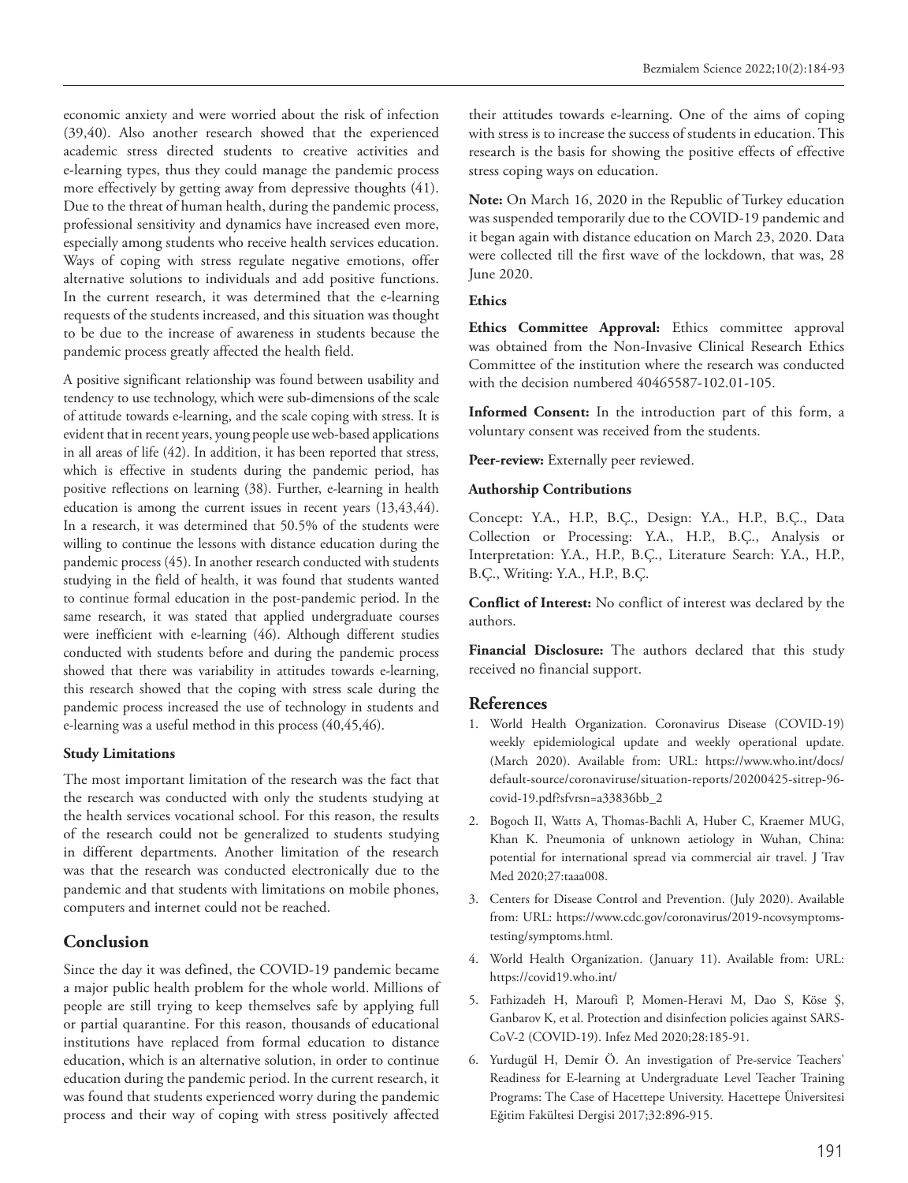economic anxiety and were worried about the risk of infection (39,40). Also another research showed that the experienced academic stress directed students to creative activities and e-learning types, thus they could manage the pandemic process more effectively by getting away from depressive thoughts (41). Due to the threat of human health, during the pandemic process, professional sensitivity and dynamics have increased even more, especially among students who receive health services education. Ways of coping with stress regulate negative emotions, offer alternative solutions to individuals and add positive functions. In the current research, it was determined that the e-learning requests of the students increased, and this situation was thought to be due to the increase of awareness in students because the pandemic process greatly affected the health field.

A positive significant relationship was found between usability and tendency to use technology, which were sub-dimensions of the scale of attitude towards e-learning, and the scale coping with stress. It is evident that in recent years, young people use web-based applications in all areas of life (42). In addition, it has been reported that stress, which is effective in students during the pandemic period, has positive reflections on learning (38). Further, e-learning in health education is among the current issues in recent years (13,43,44). In a research, it was determined that 50.5% of the students were willing to continue the lessons with distance education during the pandemic process (45). In another research conducted with students studying in the field of health, it was found that students wanted to continue formal education in the post-pandemic period. In the same research, it was stated that applied undergraduate courses were inefficient with e-learning (46). Although different studies conducted with students before and during the pandemic process showed that there was variability in attitudes towards e-learning, this research showed that the coping with stress scale during the pandemic process increased the use of technology in students and e-learning was a useful method in this process (40,45,46).

**Study Limitations**

The most important limitation of the research was the fact that the research was conducted with only the students studying at the health services vocational school. For this reason, the results of the research could not be generalized to students studying in different departments. Another limitation of the research was that the research was conducted electronically due to the pandemic and that students with limitations on mobile phones, computers and internet could not be reached.

## Conclusion

Since the day it was defined, the COVID-19 pandemic became a major public health problem for the whole world. Millions of people are still trying to keep themselves safe by applying full or partial quarantine. For this reason, thousands of educational institutions have replaced from formal education to distance education, which is an alternative solution, in order to continue education during the pandemic period. In the current research, it was found that students experienced worry during the pandemic process and their way of coping with stress positively affected their attitudes towards e-learning. One of the aims of coping with stress is to increase the success of students in education. This research is the basis for showing the positive effects of effective stress coping ways on education.

**Note:** On March 16, 2020 in the Republic of Turkey education was suspended temporarily due to the COVID-19 pandemic and it began again with distance education on March 23, 2020. Data were collected till the first wave of the lockdown, that was, 28 June 2020.

**Ethics**

**Ethics Committee Approval:** Ethics committee approval was obtained from the Non-Invasive Clinical Research Ethics Committee of the institution where the research was conducted with the decision numbered 40465587-102.01-105.

**Informed Consent:** In the introduction part of this form, a voluntary consent was received from the students.

**Peer-review:** Externally peer reviewed.

**Authorship Contributions**

Concept: Y.A., H.P., B.Ç., Design: Y.A., H.P., B.Ç., Data Collection or Processing: Y.A., H.P., B.Ç., Analysis or Interpretation: Y.A., H.P., B.Ç., Literature Search: Y.A., H.P., B.Ç., Writing: Y.A., H.P., B.Ç.

**Conflict of Interest:** No conflict of interest was declared by the authors.

**Financial Disclosure:** The authors declared that this study received no financial support.

## References

1. World Health Organization. Coronavirus Disease (COVID-19) weekly epidemiological update and weekly operational update. (March 2020). Available from: URL: https://www.who.int/docs/default-source/coronaviruse/situation-reports/20200425-sitrep-96-covid-19.pdf?sfvrsn=a33836bb_2
2. Bogoch II, Watts A, Thomas-Bachli A, Huber C, Kraemer MUG, Khan K. Pneumonia of unknown aetiology in Wuhan, China: potential for international spread via commercial air travel. J Trav Med 2020;27:taaa008.
3. Centers for Disease Control and Prevention. (July 2020). Available from: URL: https://www.cdc.gov/coronavirus/2019-ncovsymptoms-testing/symptoms.html.
4. World Health Organization. (January 11). Available from: URL: https://covid19.who.int/
5. Fathizadeh H, Maroufi P, Momen-Heravi M, Dao S, Köse Ş, Ganbarov K, et al. Protection and disinfection policies against SARS-CoV-2 (COVID-19). Infez Med 2020;28:185-91.
6. Yurdugül H, Demir Ö. An investigation of Pre-service Teachers' Readiness for E-learning at Undergraduate Level Teacher Training Programs: The Case of Hacettepe University. Hacettepe Üniversitesi Eğitim Fakültesi Dergisi 2017;32:896-915.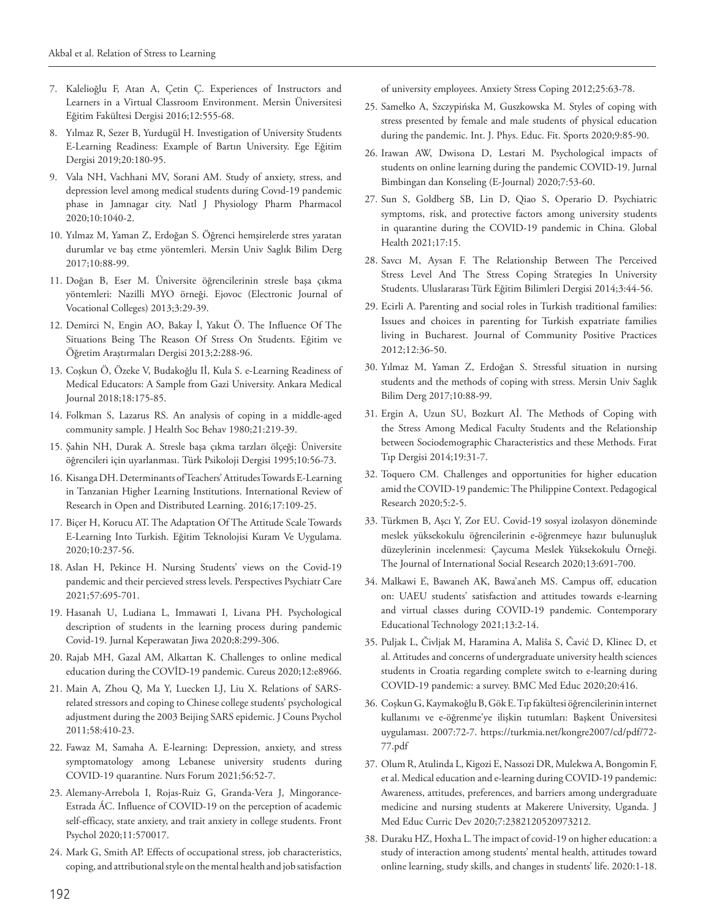7. Kalelioğlu F, Atan A, Çetin Ç. Experiences of Instructors and Learners in a Virtual Classroom Environment. Mersin Üniversitesi Eğitim Fakültesi Dergisi 2016;12:555-68.
8. Yılmaz R, Sezer B, Yurdugül H. Investigation of University Students E-Learning Readiness: Example of Bartın University. Ege Eğitim Dergisi 2019;20:180-95.
9. Vala NH, Vachhani MV, Sorani AM. Study of anxiety, stress, and depression level among medical students during Covıd-19 pandemic phase in Jamnagar city. Natl J Physiology Pharm Pharmacol 2020;10:1040-2.
10. Yılmaz M, Yaman Z, Erdoğan S. Öğrenci hemşirelerde stres yaratan durumlar ve baş etme yöntemleri. Mersin Univ Sağlık Bilim Derg 2017;10:88-99.
11. Doğan B, Eser M. Üniversite öğrencilerinin stresle başa çıkma yöntemleri: Nazilli MYO örneği. Ejovoc (Electronic Journal of Vocational Colleges) 2013;3:29-39.
12. Demirci N, Engin AO, Bakay İ, Yakut Ö. The Influence Of The Situations Being The Reason Of Stress On Students. Eğitim ve Öğretim Araştırmaları Dergisi 2013;2:288-96.
13. Coşkun Ö, Özeke V, Budakoğlu Iİ, Kula S. e-Learning Readiness of Medical Educators: A Sample from Gazi University. Ankara Medical Journal 2018;18:175-85.
14. Folkman S, Lazarus RS. An analysis of coping in a middle-aged community sample. J Health Soc Behav 1980;21:219-39.
15. Şahin NH, Durak A. Stresle başa çıkma tarzları ölçeği: Üniversite öğrencileri için uyarlanması. Türk Psikoloji Dergisi 1995;10:56-73.
16. Kisanga DH. Determinants of Teachers' Attitudes Towards E-Learning in Tanzanian Higher Learning Institutions. International Review of Research in Open and Distributed Learning. 2016;17:109-25.
17. Biçer H, Korucu AT. The Adaptation Of The Attitude Scale Towards E-Learning Into Turkish. Eğitim Teknolojisi Kuram Ve Uygulama. 2020;10:237-56.
18. Aslan H, Pekince H. Nursing Students' views on the Covid-19 pandemic and their percieved stress levels. Perspectives Psychiatr Care 2021;57:695-701.
19. Hasanah U, Ludiana L, Immawati I, Livana PH. Psychological description of students in the learning process during pandemic Covid-19. Jurnal Keperawatan Jiwa 2020;8:299-306.
20. Rajab MH, Gazal AM, Alkattan K. Challenges to online medical education during the COVİD-19 pandemic. Cureus 2020;12:e8966.
21. Main A, Zhou Q, Ma Y, Luecken LJ, Liu X. Relations of SARS-related stressors and coping to Chinese college students' psychological adjustment during the 2003 Beijing SARS epidemic. J Couns Psychol 2011;58:410-23.
22. Fawaz M, Samaha A. E-learning: Depression, anxiety, and stress symptomatology among Lebanese university students during COVID-19 quarantine. Nurs Forum 2021;56:52-7.
23. Alemany-Arrebola I, Rojas-Ruiz G, Granda-Vera J, Mingorance-Estrada ÁC. Influence of COVID-19 on the perception of academic self-efficacy, state anxiety, and trait anxiety in college students. Front Psychol 2020;11:570017.
24. Mark G, Smith AP. Effects of occupational stress, job characteristics, coping, and attributional style on the mental health and job satisfaction of university employees. Anxiety Stress Coping 2012;25:63-78.
25. Samełko A, Szczypińska M, Guszkowska M. Styles of coping with stress presented by female and male students of physical education during the pandemic. Int. J. Phys. Educ. Fit. Sports 2020;9:85-90.
26. Irawan AW, Dwisona D, Lestari M. Psychological impacts of students on online learning during the pandemic COVID-19. Jurnal Bimbingan dan Konseling (E-Journal) 2020;7:53-60.
27. Sun S, Goldberg SB, Lin D, Qiao S, Operario D. Psychiatric symptoms, risk, and protective factors among university students in quarantine during the COVID-19 pandemic in China. Global Health 2021;17:15.
28. Savcı M, Aysan F. The Relationship Between The Perceived Stress Level And The Stress Coping Strategies In University Students. Uluslararası Türk Eğitim Bilimleri Dergisi 2014;3:44-56.
29. Ecirli A. Parenting and social roles in Turkish traditional families: Issues and choices in parenting for Turkish expatriate families living in Bucharest. Journal of Community Positive Practices 2012;12:36-50.
30. Yılmaz M, Yaman Z, Erdoğan S. Stressful situation in nursing students and the methods of coping with stress. Mersin Univ Sağlık Bilim Derg 2017;10:88-99.
31. Ergin A, Uzun SU, Bozkurt Aİ. The Methods of Coping with the Stress Among Medical Faculty Students and the Relationship between Sociodemographic Characteristics and these Methods. Fırat Tıp Dergisi 2014;19:31-7.
32. Toquero CM. Challenges and opportunities for higher education amid the COVID-19 pandemic: The Philippine Context. Pedagogical Research 2020;5:2-5.
33. Türkmen B, Aşcı Y, Zor EU. Covid-19 sosyal izolasyon döneminde meslek yüksekokulu öğrencilerinin e-öğrenmeye hazır bulunuşluk düzeylerinin incelenmesi: Çaycuma Meslek Yüksekokulu Örneği. The Journal of International Social Research 2020;13:691-700.
34. Malkawi E, Bawaneh AK, Bawa'aneh MS. Campus off, education on: UAEU students' satisfaction and attitudes towards e-learning and virtual classes during COVID-19 pandemic. Contemporary Educational Technology 2021;13:2-14.
35. Puljak L, Čivljak M, Haramina A, Mališa S, Čavić D, Klinec D, et al. Attitudes and concerns of undergraduate university health sciences students in Croatia regarding complete switch to e-learning during COVID-19 pandemic: a survey. BMC Med Educ 2020;20:416.
36. Coşkun G, Kaymakoğlu B, Gök E. Tıp fakültesi öğrencilerinin internet kullanımı ve e-öğrenme'ye ilişkin tutumları: Başkent Üniversitesi uygulaması. 2007:72-7. https://turkmia.net/kongre2007/cd/pdf/72-77.pdf
37. Olum R, Atulinda L, Kigozi E, Nassozi DR, Mulekwa A, Bongomin F, et al. Medical education and e-learning during COVID-19 pandemic: Awareness, attitudes, preferences, and barriers among undergraduate medicine and nursing students at Makerere University, Uganda. J Med Educ Curric Dev 2020;7:2382120520973212.
38. Duraku HZ, Hoxha L. The impact of covid-19 on higher education: a study of interaction among students' mental health, attitudes toward online learning, study skills, and changes in students' life. 2020:1-18.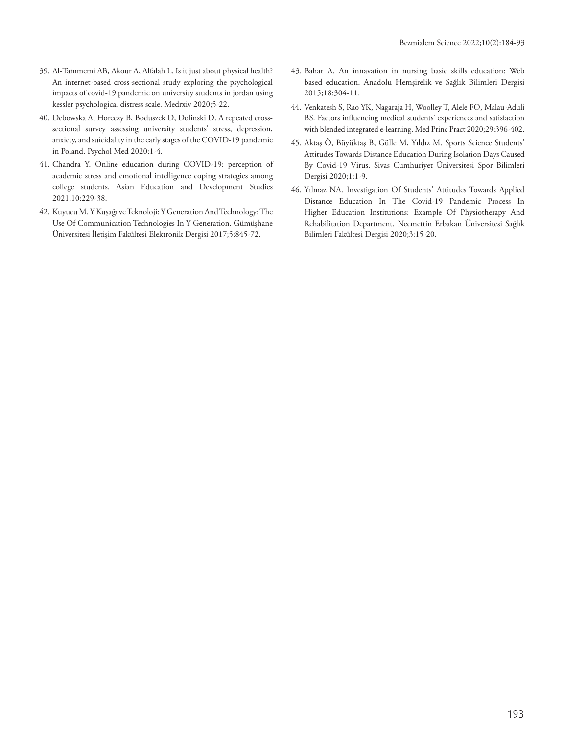39. Al-Tammemi AB, Akour A, Alfalah L. Is it just about physical health? An internet-based cross-sectional study exploring the psychological impacts of covid-19 pandemic on university students in jordan using kessler psychological distress scale. Medrxiv 2020;5-22.
40. Debowska A, Horeczy B, Boduszek D, Dolinski D. A repeated cross-sectional survey assessing university students' stress, depression, anxiety, and suicidality in the early stages of the COVID-19 pandemic in Poland. Psychol Med 2020:1-4.
41. Chandra Y. Online education during COVID-19: perception of academic stress and emotional intelligence coping strategies among college students. Asian Education and Development Studies 2021;10:229-38.
42. Kuyucu M. Y Kuşağı ve Teknoloji: Y Generation And Technology: The Use Of Communication Technologies In Y Generation. Gümüşhane Üniversitesi İletişim Fakültesi Elektronik Dergisi 2017;5:845-72.
43. Bahar A. An innavation in nursing basic skills education: Web based education. Anadolu Hemşirelik ve Sağlık Bilimleri Dergisi 2015;18:304-11.
44. Venkatesh S, Rao YK, Nagaraja H, Woolley T, Alele FO, Malau-Aduli BS. Factors influencing medical students' experiences and satisfaction with blended integrated e-learning. Med Princ Pract 2020;29:396-402.
45. Aktaş Ö, Büyüktaş B, Gülle M, Yıldız M. Sports Science Students' Attitudes Towards Distance Education During Isolation Days Caused By Covid-19 Virus. Sivas Cumhuriyet Üniversitesi Spor Bilimleri Dergisi 2020;1:1-9.
46. Yılmaz NA. Investigation Of Students' Attitudes Towards Applied Distance Education In The Covid-19 Pandemic Process In Higher Education Institutions: Example Of Physiotherapy And Rehabilitation Department. Necmettin Erbakan Üniversitesi Sağlık Bilimleri Fakültesi Dergisi 2020;3:15-20.